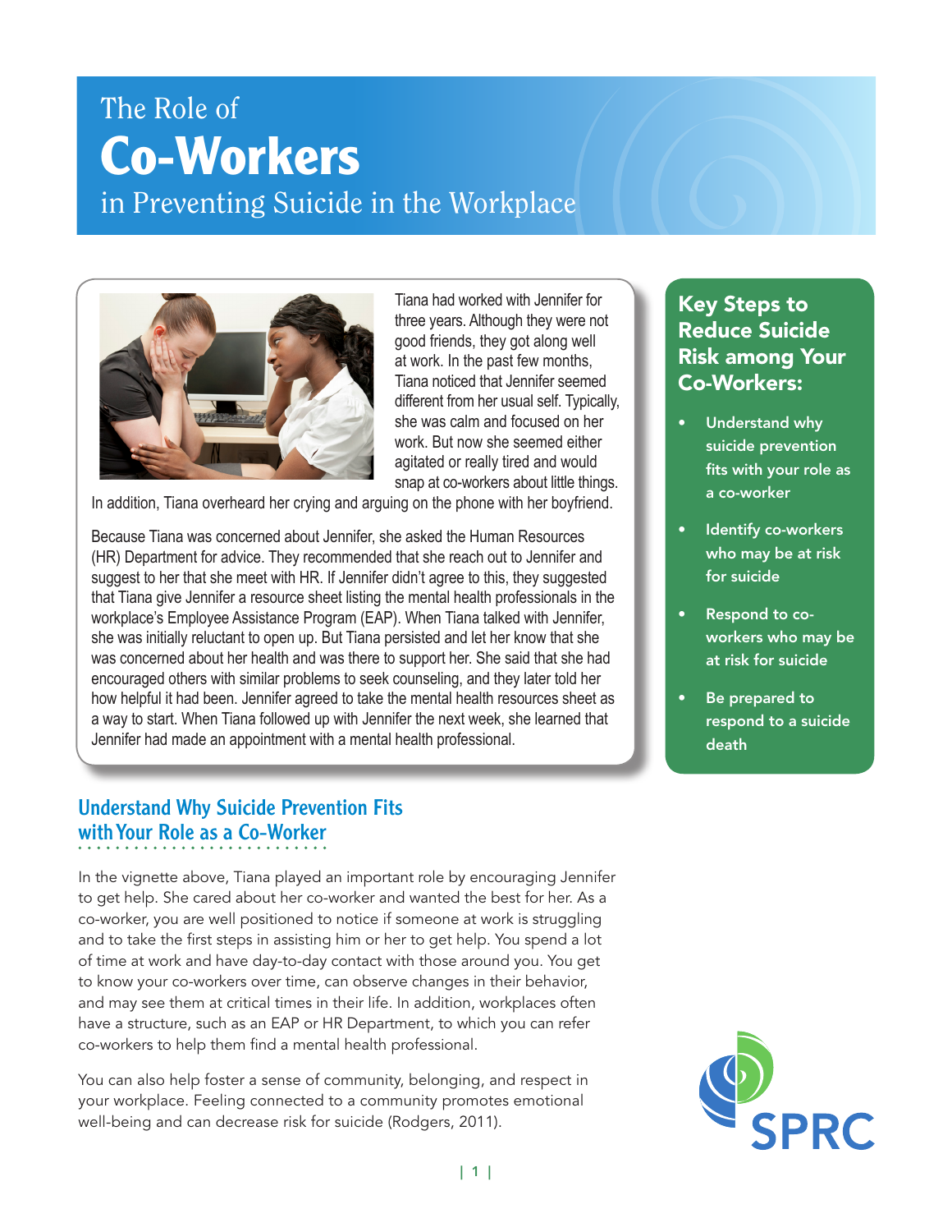# The Role of Co-Workers in Preventing Suicide in the Workplace

Tiana had worked with Jennifer for three years. Although they were not good friends, they got along well at work. In the past few months, Tiana noticed that Jennifer seemed different from her usual self. Typically, she was calm and focused on her work. But now she seemed either agitated or really tired and would snap at co-workers about little things. In addition, Tiana overheard her crying and arguing on the phone with her boyfriend.

Because Tiana was concerned about Jennifer, she asked the Human Resources (HR) Department for advice. They recommended that she reach out to Jennifer and suggest to her that she meet with HR. If Jennifer didn't agree to this, they suggested that Tiana give Jennifer a resource sheet listing the mental health professionals in the workplace's Employee Assistance Program (EAP). When Tiana talked with Jennifer, she was initially reluctant to open up. But Tiana persisted and let her know that she was concerned about her health and was there to support her. She said that she had encouraged others with similar problems to seek counseling, and they later told her how helpful it had been. Jennifer agreed to take the mental health resources sheet as a way to start. When Tiana followed up with Jennifer the next week, she learned that Jennifer had made an appointment with a mental health professional.

## Key Steps to Reduce Suicide Risk among Your Co-Workers:

- Understand why suicide prevention fits with your role as a co-worker
- Identify co-workers who may be at risk for suicide
- Respond to co-workers who may be at risk for suicide
- Be prepared to respond to a suicide death

## Understand Why Suicide Prevention Fits with Your Role as a Co-Worker

In the vignette above, Tiana played an important role by encouraging Jennifer to get help. She cared about her co-worker and wanted the best for her. As a co-worker, you are well positioned to notice if someone at work is struggling and to take the first steps in assisting him or her to get help. You spend a lot of time at work and have day-to-day contact with those around you. You get to know your co-workers over time, can observe changes in their behavior, and may see them at critical times in their life. In addition, workplaces often have a structure, such as an EAP or HR Department, to which you can refer co-workers to help them find a mental health professional.

You can also help foster a sense of community, belonging, and respect in your workplace. Feeling connected to a community promotes emotional well-being and can decrease risk for suicide (Rodgers, 2011).

SPRC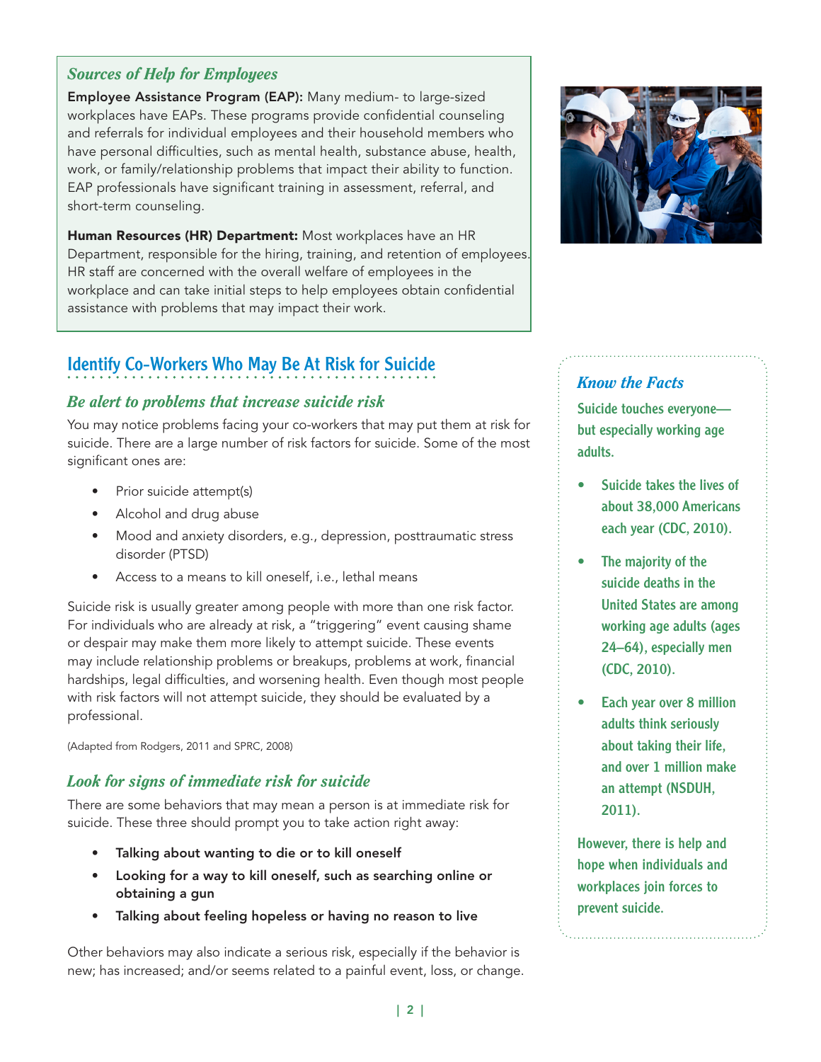### *Sources of Help for Employees*

**Employee Assistance Program (EAP):** Many medium- to large-sized workplaces have EAPs. These programs provide confidential counseling and referrals for individual employees and their household members who have personal difficulties, such as mental health, substance abuse, health, work, or family/relationship problems that impact their ability to function. EAP professionals have significant training in assessment, referral, and short-term counseling.

**Human Resources (HR) Department:** Most workplaces have an HR Department, responsible for the hiring, training, and retention of employees. HR staff are concerned with the overall welfare of employees in the workplace and can take initial steps to help employees obtain confidential assistance with problems that may impact their work.

## Identify Co-Workers Who May Be At Risk for Suicide

### *Be alert to problems that increase suicide risk*

You may notice problems facing your co-workers that may put them at risk for suicide. There are a large number of risk factors for suicide. Some of the most significant ones are:

- Prior suicide attempt(s)
- Alcohol and drug abuse
- Mood and anxiety disorders, e.g., depression, posttraumatic stress disorder (PTSD)
- Access to a means to kill oneself, i.e., lethal means

Suicide risk is usually greater among people with more than one risk factor. For individuals who are already at risk, a "triggering" event causing shame or despair may make them more likely to attempt suicide. These events may include relationship problems or breakups, problems at work, financial hardships, legal difficulties, and worsening health. Even though most people with risk factors will not attempt suicide, they should be evaluated by a professional.

(Adapted from Rodgers, 2011 and SPRC, 2008)

### *Look for signs of immediate risk for suicide*

There are some behaviors that may mean a person is at immediate risk for suicide. These three should prompt you to take action right away:

- **Talking about wanting to die or to kill oneself**
- **Looking for a way to kill oneself, such as searching online or obtaining a gun**
- **Talking about feeling hopeless or having no reason to live**

Other behaviors may also indicate a serious risk, especially if the behavior is new; has increased; and/or seems related to a painful event, loss, or change.

### *Know the Facts*

**Suicide touches everyone—but especially working age adults.**

- **Suicide takes the lives of about 38,000 Americans each year (CDC, 2010).**
- **The majority of the suicide deaths in the United States are among working age adults (ages 24–64), especially men (CDC, 2010).**
- **Each year over 8 million adults think seriously about taking their life, and over 1 million make an attempt (NSDUH, 2011).**

**However, there is help and hope when individuals and workplaces join forces to prevent suicide.**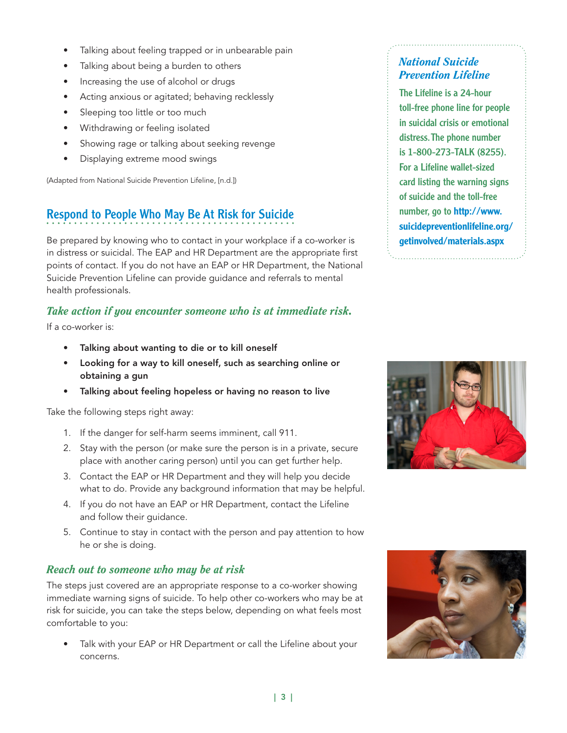- Talking about feeling trapped or in unbearable pain
- Talking about being a burden to others
- Increasing the use of alcohol or drugs
- Acting anxious or agitated; behaving recklessly
- Sleeping too little or too much
- Withdrawing or feeling isolated
- Showing rage or talking about seeking revenge
- Displaying extreme mood swings

(Adapted from National Suicide Prevention Lifeline, [n.d.])

## Respond to People Who May Be At Risk for Suicide

Be prepared by knowing who to contact in your workplace if a co-worker is in distress or suicidal. The EAP and HR Department are the appropriate first points of contact. If you do not have an EAP or HR Department, the National Suicide Prevention Lifeline can provide guidance and referrals to mental health professionals.

### *Take action if you encounter someone who is at immediate risk.*

If a co-worker is:

- **Talking about wanting to die or to kill oneself**
- **Looking for a way to kill oneself, such as searching online or obtaining a gun**
- **Talking about feeling hopeless or having no reason to live**

Take the following steps right away:

1. If the danger for self-harm seems imminent, call 911.
2. Stay with the person (or make sure the person is in a private, secure place with another caring person) until you can get further help.
3. Contact the EAP or HR Department and they will help you decide what to do. Provide any background information that may be helpful.
4. If you do not have an EAP or HR Department, contact the Lifeline and follow their guidance.
5. Continue to stay in contact with the person and pay attention to how he or she is doing.

### *Reach out to someone who may be at risk*

The steps just covered are an appropriate response to a co-worker showing immediate warning signs of suicide. To help other co-workers who may be at risk for suicide, you can take the steps below, depending on what feels most comfortable to you:

- Talk with your EAP or HR Department or call the Lifeline about your concerns.

### *National Suicide Prevention Lifeline*

The Lifeline is a 24-hour toll-free phone line for people in suicidal crisis or emotional distress. The phone number is 1-800-273-TALK (8255). For a Lifeline wallet-sized card listing the warning signs of suicide and the toll-free number, go to **http://www.suicidepreventionlifeline.org/getinvolved/materials.aspx**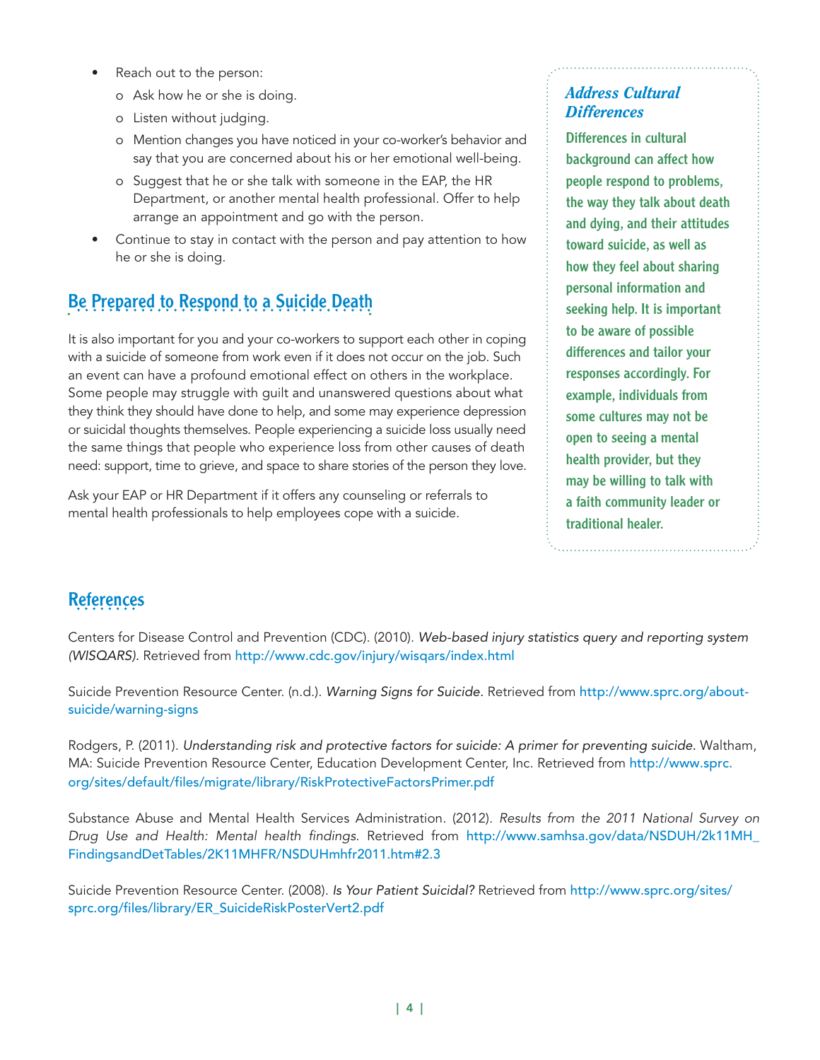- Reach out to the person:
  - o Ask how he or she is doing.
  - o Listen without judging.
  - o Mention changes you have noticed in your co-worker's behavior and say that you are concerned about his or her emotional well-being.
  - o Suggest that he or she talk with someone in the EAP, the HR Department, or another mental health professional. Offer to help arrange an appointment and go with the person.
- Continue to stay in contact with the person and pay attention to how he or she is doing.

## Be Prepared to Respond to a Suicide Death

It is also important for you and your co-workers to support each other in coping with a suicide of someone from work even if it does not occur on the job. Such an event can have a profound emotional effect on others in the workplace. Some people may struggle with guilt and unanswered questions about what they think they should have done to help, and some may experience depression or suicidal thoughts themselves. People experiencing a suicide loss usually need the same things that people who experience loss from other causes of death need: support, time to grieve, and space to share stories of the person they love.

Ask your EAP or HR Department if it offers any counseling or referrals to mental health professionals to help employees cope with a suicide.

### *Address Cultural Differences*

**Differences in cultural background can affect how people respond to problems, the way they talk about death and dying, and their attitudes toward suicide, as well as how they feel about sharing personal information and seeking help. It is important to be aware of possible differences and tailor your responses accordingly. For example, individuals from some cultures may not be open to seeing a mental health provider, but they may be willing to talk with a faith community leader or traditional healer.**

## References

Centers for Disease Control and Prevention (CDC). (2010). *Web-based injury statistics query and reporting system (WISQARS).* Retrieved from http://www.cdc.gov/injury/wisqars/index.html

Suicide Prevention Resource Center. (n.d.). *Warning Signs for Suicide.* Retrieved from http://www.sprc.org/about-suicide/warning-signs

Rodgers, P. (2011). *Understanding risk and protective factors for suicide: A primer for preventing suicide.* Waltham, MA: Suicide Prevention Resource Center, Education Development Center, Inc. Retrieved from http://www.sprc.org/sites/default/files/migrate/library/RiskProtectiveFactorsPrimer.pdf

Substance Abuse and Mental Health Services Administration. (2012). *Results from the 2011 National Survey on Drug Use and Health: Mental health findings.* Retrieved from http://www.samhsa.gov/data/NSDUH/2k11MH_FindingsandDetTables/2K11MHFR/NSDUHmhfr2011.htm#2.3

Suicide Prevention Resource Center. (2008). *Is Your Patient Suicidal?* Retrieved from http://www.sprc.org/sites/sprc.org/files/library/ER_SuicideRiskPosterVert2.pdf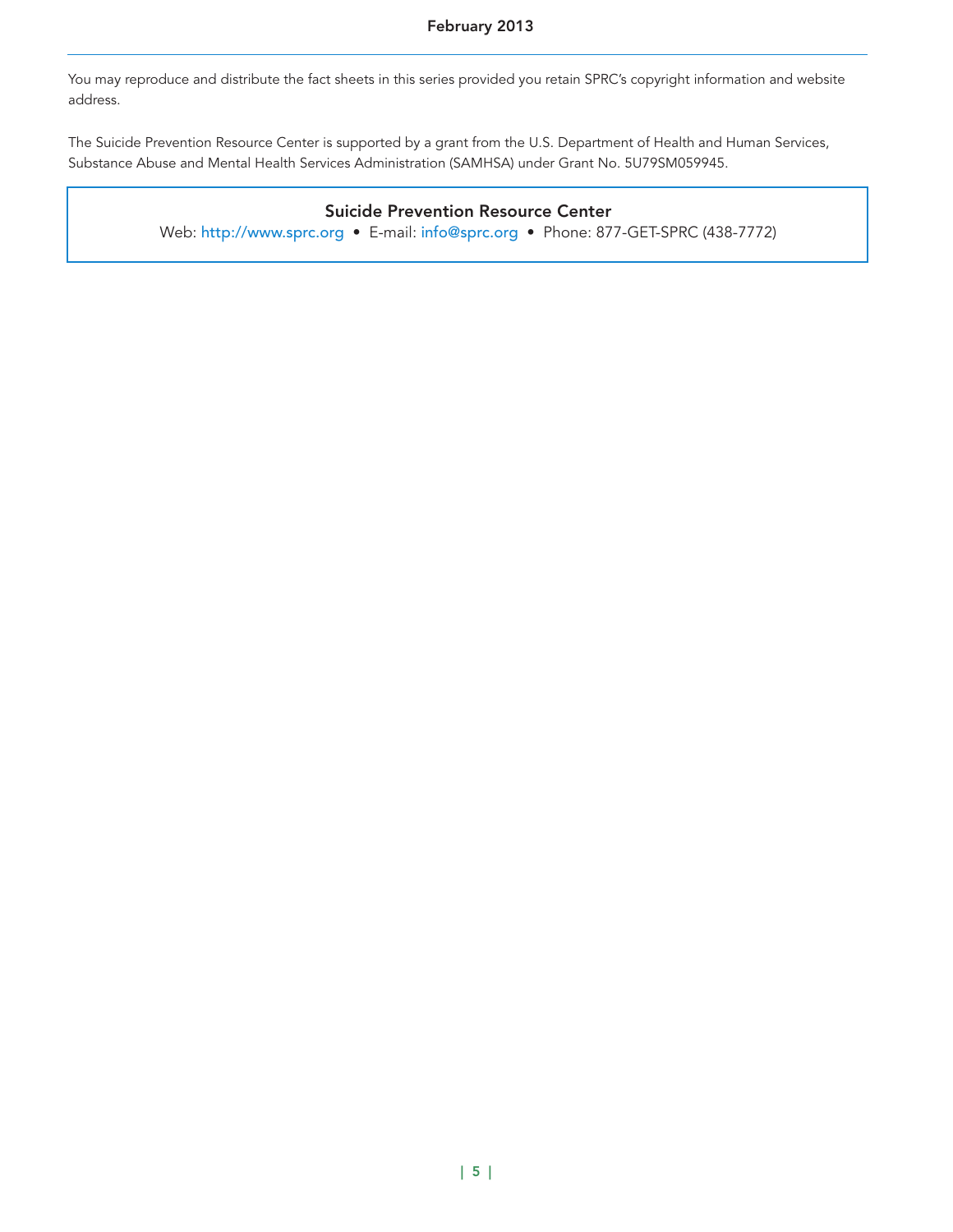February 2013

You may reproduce and distribute the fact sheets in this series provided you retain SPRC's copyright information and website address.

The Suicide Prevention Resource Center is supported by a grant from the U.S. Department of Health and Human Services, Substance Abuse and Mental Health Services Administration (SAMHSA) under Grant No. 5U79SM059945.

**Suicide Prevention Resource Center**

Web: http://www.sprc.org • E-mail: info@sprc.org • Phone: 877-GET-SPRC (438-7772)